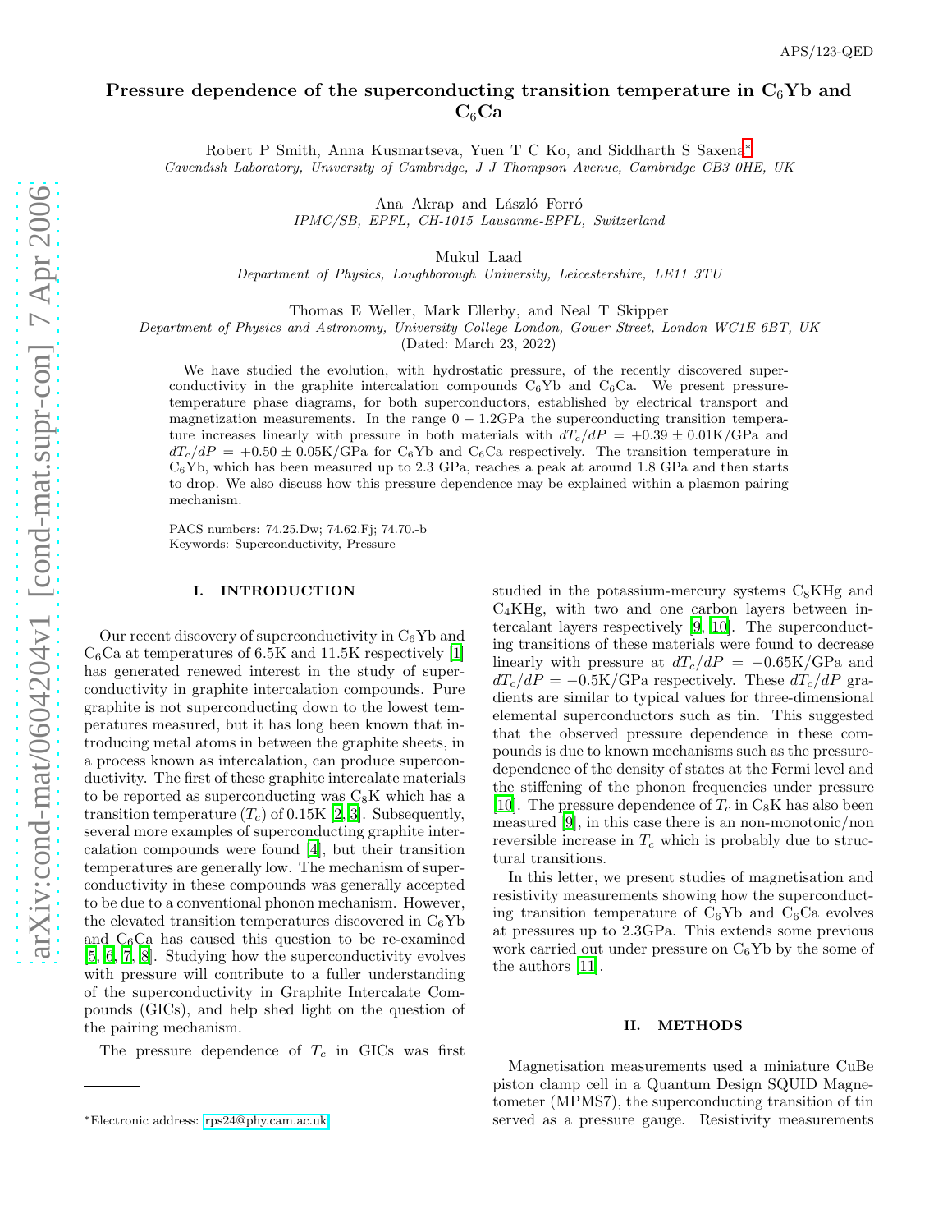# Pressure dependence of the superconducting transition temperature in $C_6Yb$ and $C_6Ca$

Robert P Smith, Anna Kusmartseva, Yuen T C Ko, and Siddharth S Saxena*

*Cavendish Laboratory, University of Cambridge, J J Thompson Avenue, Cambridge CB3 0HE, UK*

Ana Akrap and László Forró

*IPMC/SB, EPFL, CH-1015 Lausanne-EPFL, Switzerland*

Mukul Laad

*Department of Physics, Loughborough University, Leicestershire, LE11 3TU*

Thomas E Weller, Mark Ellerby, and Neal T Skipper

*Department of Physics and Astronomy, University College London, Gower Street, London WC1E 6BT, UK*

(Dated: March 23, 2022)

We have studied the evolution, with hydrostatic pressure, of the recently discovered superconductivity in the graphite intercalation compounds $C_6Yb$ and $C_6Ca$. We present pressure-temperature phase diagrams, for both superconductors, established by electrical transport and magnetization measurements. In the range $0-1.2$GPa the superconducting transition temperature increases linearly with pressure in both materials with $dT_c/dP = +0.39 \pm 0.01$K/GPa and $dT_c/dP = +0.50 \pm 0.05$K/GPa for $C_6Yb$ and $C_6Ca$ respectively. The transition temperature in $C_6Yb$, which has been measured up to 2.3 GPa, reaches a peak at around 1.8 GPa and then starts to drop. We also discuss how this pressure dependence may be explained within a plasmon pairing mechanism.

PACS numbers: 74.25.Dw; 74.62.Fj; 74.70.-b

Keywords: Superconductivity, Pressure

## I. INTRODUCTION

Our recent discovery of superconductivity in $C_6Yb$ and $C_6Ca$ at temperatures of 6.5K and 11.5K respectively [1] has generated renewed interest in the study of superconductivity in graphite intercalation compounds. Pure graphite is not superconducting down to the lowest temperatures measured, but it has long been known that introducing metal atoms in between the graphite sheets, in a process known as intercalation, can produce superconductivity. The first of these graphite intercalate materials to be reported as superconducting was $C_8K$ which has a transition temperature ($T_c$) of 0.15K [2, 3]. Subsequently, several more examples of superconducting graphite intercalation compounds were found [4], but their transition temperatures are generally low. The mechanism of superconductivity in these compounds was generally accepted to be due to a conventional phonon mechanism. However, the elevated transition temperatures discovered in $C_6Yb$ and $C_6Ca$ has caused this question to be re-examined [5, 6, 7, 8]. Studying how the superconductivity evolves with pressure will contribute to a fuller understanding of the superconductivity in Graphite Intercalate Compounds (GICs), and help shed light on the question of the pairing mechanism.

The pressure dependence of $T_c$ in GICs was first studied in the potassium-mercury systems $C_8KHg$ and $C_4KHg$, with two and one carbon layers between intercalant layers respectively [9, 10]. The superconducting transitions of these materials were found to decrease linearly with pressure at $dT_c/dP = -0.65$K/GPa and $dT_c/dP = -0.5$K/GPa respectively. These $dT_c/dP$ gradients are similar to typical values for three-dimensional elemental superconductors such as tin. This suggested that the observed pressure dependence in these compounds is due to known mechanisms such as the pressure-dependence of the density of states at the Fermi level and the stiffening of the phonon frequencies under pressure [10]. The pressure dependence of $T_c$ in $C_8K$ has also been measured [9], in this case there is an non-monotonic/non reversible increase in $T_c$ which is probably due to structural transitions.

In this letter, we present studies of magnetisation and resistivity measurements showing how the superconducting transition temperature of $C_6Yb$ and $C_6Ca$ evolves at pressures up to 2.3GPa. This extends some previous work carried out under pressure on $C_6Yb$ by the some of the authors [11].

## II. METHODS

Magnetisation measurements used a miniature CuBe piston clamp cell in a Quantum Design SQUID Magnetometer (MPMS7), the superconducting transition of tin served as a pressure gauge. Resistivity measurements

*Electronic address: rps24@phy.cam.ac.uk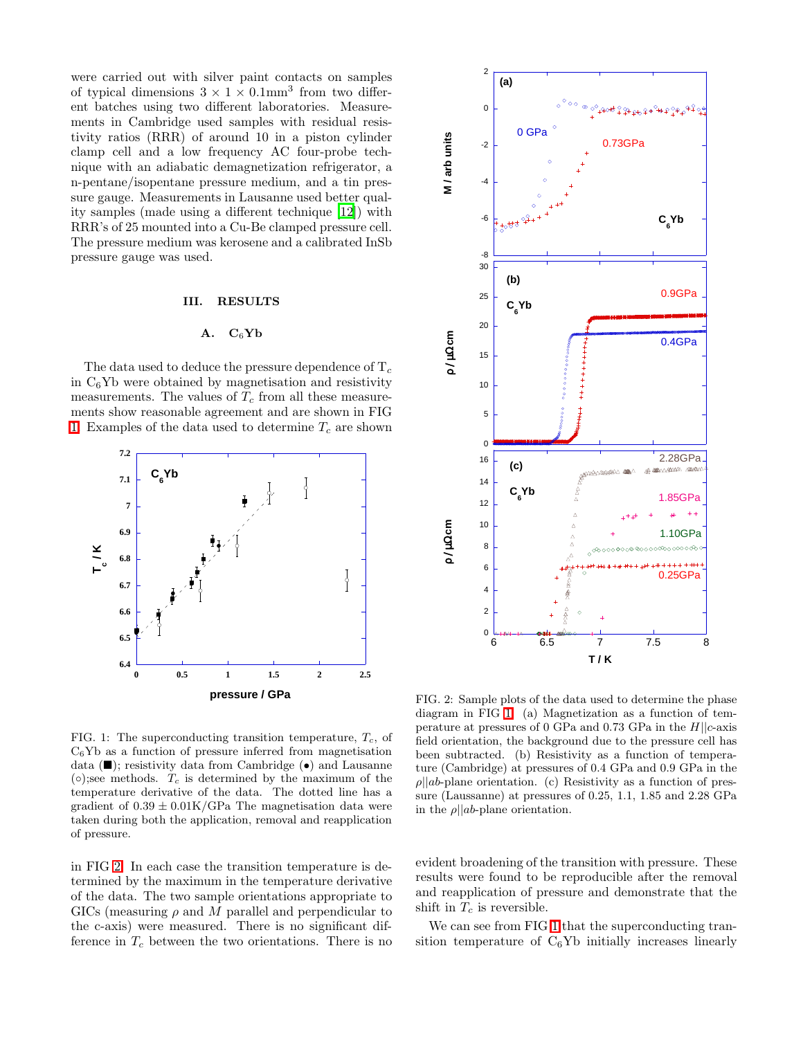were carried out with silver paint contacts on samples of typical dimensions $3 \times 1 \times 0.1\text{mm}^3$ from two different batches using two different laboratories. Measurements in Cambridge used samples with residual resistivity ratios (RRR) of around 10 in a piston cylinder clamp cell and a low frequency AC four-probe technique with an adiabatic demagnetization refrigerator, a n-pentane/isopentane pressure medium, and a tin pressure gauge. Measurements in Lausanne used better quality samples (made using a different technique [12]) with RRR's of 25 mounted into a Cu-Be clamped pressure cell. The pressure medium was kerosene and a calibrated InSb pressure gauge was used.

## III. RESULTS

### A. $C_6Yb$

The data used to deduce the pressure dependence of $T_c$ in $C_6Yb$ were obtained by magnetisation and resistivity measurements. The values of $T_c$ from all these measurements show reasonable agreement and are shown in FIG 1. Examples of the data used to determine $T_c$ are shown in FIG 2. In each case the transition temperature is determined by the maximum in the temperature derivative of the data. The two sample orientations appropriate to GICs (measuring $\rho$ and $M$ parallel and perpendicular to the c-axis) were measured. There is no significant difference in $T_c$ between the two orientations. There is no evident broadening of the transition with pressure. These results were found to be reproducible after the removal and reapplication of pressure and demonstrate that the shift in $T_c$ is reversible.

FIG. 1: The superconducting transition temperature, $T_c$, of $C_6Yb$ as a function of pressure inferred from magnetisation data (■); resistivity data from Cambridge (•) and Lausanne (○);see methods. $T_c$ is determined by the maximum of the temperature derivative of the data. The dotted line has a gradient of $0.39 \pm 0.01$K/GPa The magnetisation data were taken during both the application, removal and reapplication of pressure.

FIG. 2: Sample plots of the data used to determine the phase diagram in FIG 1. (a) Magnetization as a function of temperature at pressures of 0 GPa and 0.73 GPa in the $H||c$-axis field orientation, the background due to the pressure cell has been subtracted. (b) Resistivity as a function of temperature (Cambridge) at pressures of 0.4 GPa and 0.9 GPa in the $\rho||ab$-plane orientation. (c) Resistivity as a function of pressure (Laussanne) at pressures of 0.25, 1.1, 1.85 and 2.28 GPa in the $\rho||ab$-plane orientation.

We can see from FIG 1 that the superconducting transition temperature of $C_6Yb$ initially increases linearly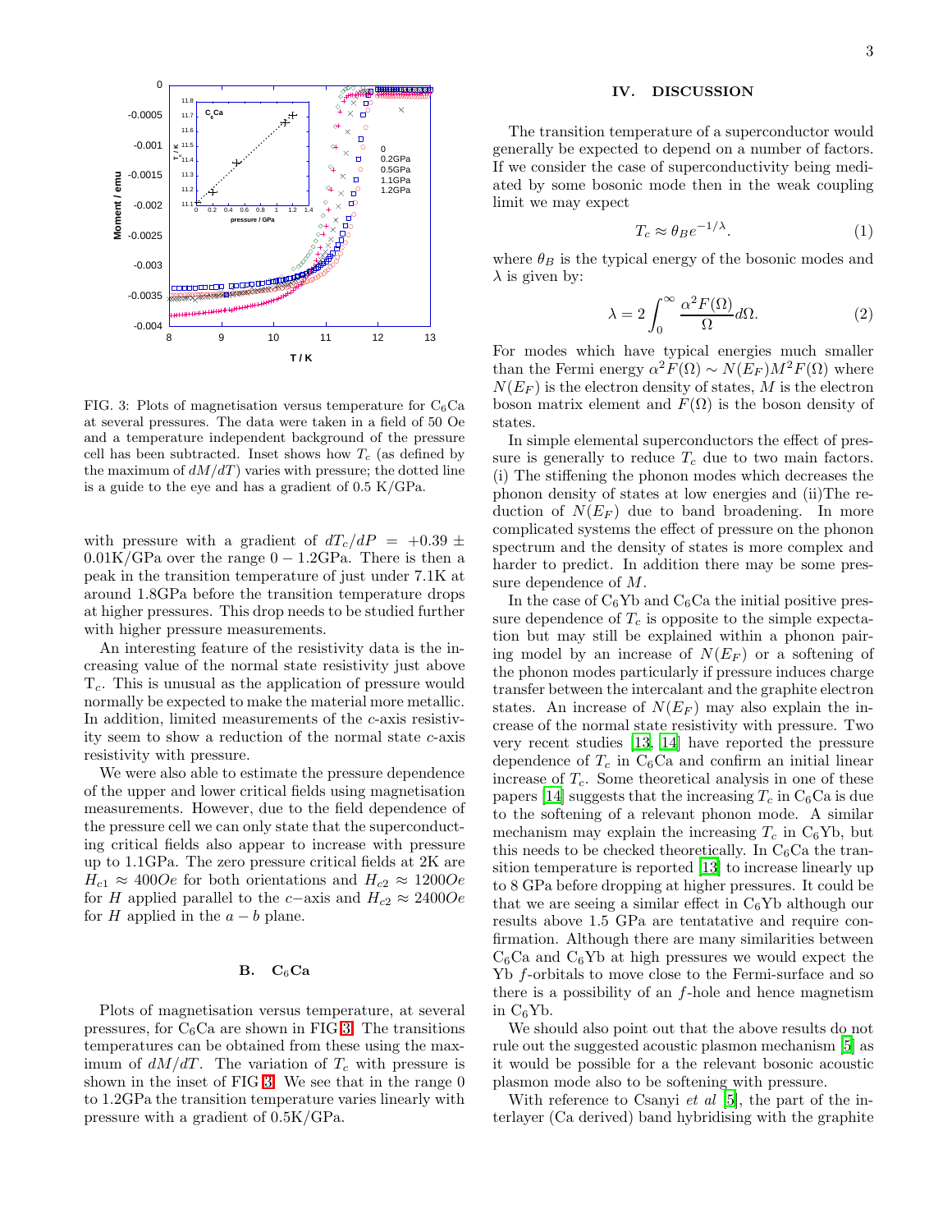FIG. 3: Plots of magnetisation versus temperature for $C_6Ca$ at several pressures. The data were taken in a field of 50 Oe and a temperature independent background of the pressure cell has been subtracted. Inset shows how $T_c$ (as defined by the maximum of $dM/dT$) varies with pressure; the dotted line is a guide to the eye and has a gradient of 0.5 K/GPa.

with pressure with a gradient of $dT_c/dP = +0.39 \pm 0.01$K/GPa over the range $0-1.2$GPa. There is then a peak in the transition temperature of just under 7.1K at around 1.8GPa before the transition temperature drops at higher pressures. This drop needs to be studied further with higher pressure measurements.

An interesting feature of the resistivity data is the increasing value of the normal state resistivity just above $T_c$. This is unusual as the application of pressure would normally be expected to make the material more metallic. In addition, limited measurements of the $c$-axis resistivity seem to show a reduction of the normal state $c$-axis resistivity with pressure.

We were also able to estimate the pressure dependence of the upper and lower critical fields using magnetisation measurements. However, due to the field dependence of the pressure cell we can only state that the superconducting critical fields also appear to increase with pressure up to 1.1GPa. The zero pressure critical fields at 2K are $H_{c1} \approx 400Oe$ for both orientations and $H_{c2} \approx 1200Oe$ for $H$ applied parallel to the $c-$axis and $H_{c2} \approx 2400Oe$ for $H$ applied in the $a-b$ plane.

### B. $C_6Ca$

Plots of magnetisation versus temperature, at several pressures, for $C_6Ca$ are shown in FIG 3. The transitions temperatures can be obtained from these using the maximum of $dM/dT$. The variation of $T_c$ with pressure is shown in the inset of FIG 3. We see that in the range 0 to 1.2GPa the transition temperature varies linearly with pressure with a gradient of 0.5K/GPa.

## IV. DISCUSSION

The transition temperature of a superconductor would generally be expected to depend on a number of factors. If we consider the case of superconductivity being mediated by some bosonic mode then in the weak coupling limit we may expect

$$T_c \approx \theta_B e^{-1/\lambda}. \quad (1)$$

where $\theta_B$ is the typical energy of the bosonic modes and $\lambda$ is given by:

$$\lambda = 2\int_0^\infty \frac{\alpha^2 F(\Omega)}{\Omega} d\Omega. \quad (2)$$

For modes which have typical energies much smaller than the Fermi energy $\alpha^2 F(\Omega) \sim N(E_F) M^2 F(\Omega)$ where $N(E_F)$ is the electron density of states, $M$ is the electron boson matrix element and $F(\Omega)$ is the boson density of states.

In simple elemental superconductors the effect of pressure is generally to reduce $T_c$ due to two main factors. (i) The stiffening the phonon modes which decreases the phonon density of states at low energies and (ii)The reduction of $N(E_F)$ due to band broadening. In more complicated systems the effect of pressure on the phonon spectrum and the density of states is more complex and harder to predict. In addition there may be some pressure dependence of $M$.

In the case of $C_6Yb$ and $C_6Ca$ the initial positive pressure dependence of $T_c$ is opposite to the simple expectation but may still be explained within a phonon pairing model by an increase of $N(E_F)$ or a softening of the phonon modes particularly if pressure induces charge transfer between the intercalant and the graphite electron states. An increase of $N(E_F)$ may also explain the increase of the normal state resistivity with pressure. Two very recent studies [13, 14] have reported the pressure dependence of $T_c$ in $C_6Ca$ and confirm an initial linear increase of $T_c$. Some theoretical analysis in one of these papers [14] suggests that the increasing $T_c$ in $C_6Ca$ is due to the softening of a relevant phonon mode. A similar mechanism may explain the increasing $T_c$ in $C_6Yb$, but this needs to be checked theoretically. In $C_6Ca$ the transition temperature is reported [13] to increase linearly up to 8 GPa before dropping at higher pressures. It could be that we are seeing a similar effect in $C_6Yb$ although our results above 1.5 GPa are tentatative and require confirmation. Although there are many similarities between $C_6Ca$ and $C_6Yb$ at high pressures we would expect the Yb $f$-orbitals to move close to the Fermi-surface and so there is a possibility of an $f$-hole and hence magnetism in $C_6Yb$.

We should also point out that the above results do not rule out the suggested acoustic plasmon mechanism [5] as it would be possible for a the relevant bosonic acoustic plasmon mode also to be softening with pressure.

With reference to Csanyi *et al* [5], the part of the interlayer (Ca derived) band hybridising with the graphite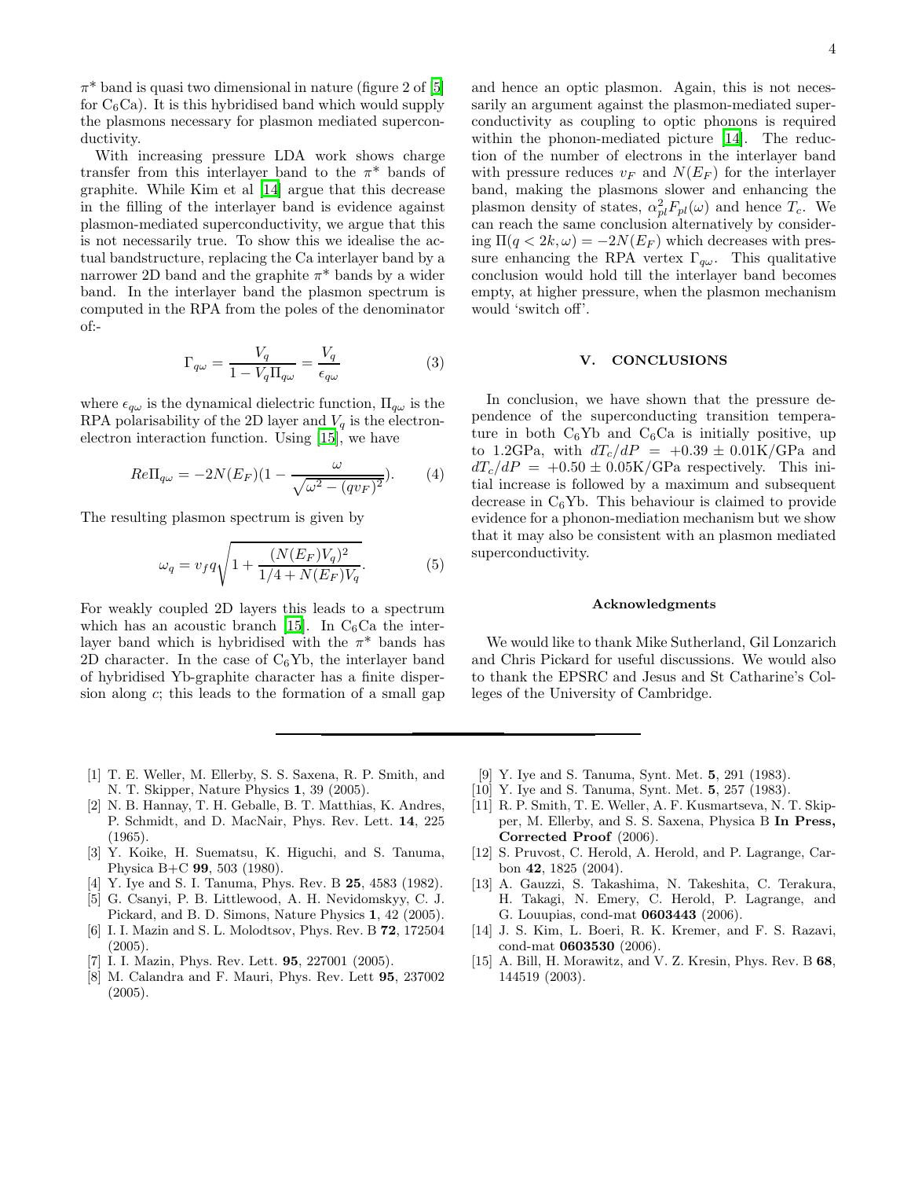$\pi^*$ band is quasi two dimensional in nature (figure 2 of [5] for $C_6Ca$). It is this hybridised band which would supply the plasmons necessary for plasmon mediated superconductivity.

With increasing pressure LDA work shows charge transfer from this interlayer band to the $\pi^*$ bands of graphite. While Kim et al [14] argue that this decrease in the filling of the interlayer band is evidence against plasmon-mediated superconductivity, we argue that this is not necessarily true. To show this we idealise the actual bandstructure, replacing the Ca interlayer band by a narrower 2D band and the graphite $\pi^*$ bands by a wider band. In the interlayer band the plasmon spectrum is computed in the RPA from the poles of the denominator of:-

$$\Gamma_{q\omega} = \frac{V_q}{1 - V_q \Pi_{q\omega}} = \frac{V_q}{\epsilon_{q\omega}} \tag{3}$$

where $\epsilon_{q\omega}$ is the dynamical dielectric function, $\Pi_{q\omega}$ is the RPA polarisability of the 2D layer and $V_q$ is the electron-electron interaction function. Using [15], we have

$$Re\Pi_{q\omega} = -2N(E_F)\left(1 - \frac{\omega}{\sqrt{\omega^2 - (qv_F)^2}}\right). \tag{4}$$

The resulting plasmon spectrum is given by

$$\omega_q = v_f q \sqrt{1 + \frac{(N(E_F)V_q)^2}{1/4 + N(E_F)V_q}}. \tag{5}$$

For weakly coupled 2D layers this leads to a spectrum which has an acoustic branch [15]. In $C_6Ca$ the interlayer band which is hybridised with the $\pi^*$ bands has 2D character. In the case of $C_6Yb$, the interlayer band of hybridised Yb-graphite character has a finite dispersion along $c$; this leads to the formation of a small gap and hence an optic plasmon. Again, this is not necessarily an argument against the plasmon-mediated superconductivity as coupling to optic phonons is required within the phonon-mediated picture [14]. The reduction of the number of electrons in the interlayer band with pressure reduces $v_F$ and $N(E_F)$ for the interlayer band, making the plasmons slower and enhancing the plasmon density of states, $\alpha_{pl}^2 F_{pl}(\omega)$ and hence $T_c$. We can reach the same conclusion alternatively by considering $\Pi(q < 2k, \omega) = -2N(E_F)$ which decreases with pressure enhancing the RPA vertex $\Gamma_{q\omega}$. This qualitative conclusion would hold till the interlayer band becomes empty, at higher pressure, when the plasmon mechanism would 'switch off'.

## V. CONCLUSIONS

In conclusion, we have shown that the pressure dependence of the superconducting transition temperature in both $C_6Yb$ and $C_6Ca$ is initially positive, up to 1.2GPa, with $dT_c/dP = +0.39 \pm 0.01$K/GPa and $dT_c/dP = +0.50 \pm 0.05$K/GPa respectively. This initial increase is followed by a maximum and subsequent decrease in $C_6Yb$. This behaviour is claimed to provide evidence for a phonon-mediation mechanism but we show that it may also be consistent with an plasmon mediated superconductivity.

### Acknowledgments

We would like to thank Mike Sutherland, Gil Lonzarich and Chris Pickard for useful discussions. We would also to thank the EPSRC and Jesus and St Catharine's Colleges of the University of Cambridge.

---

[1] T. E. Weller, M. Ellerby, S. S. Saxena, R. P. Smith, and N. T. Skipper, Nature Physics **1**, 39 (2005).

[2] N. B. Hannay, T. H. Geballe, B. T. Matthias, K. Andres, P. Schmidt, and D. MacNair, Phys. Rev. Lett. **14**, 225 (1965).

[3] Y. Koike, H. Suematsu, K. Higuchi, and S. Tanuma, Physica B+C **99**, 503 (1980).

[4] Y. Iye and S. I. Tanuma, Phys. Rev. B **25**, 4583 (1982).

[5] G. Csanyi, P. B. Littlewood, A. H. Nevidomskyy, C. J. Pickard, and B. D. Simons, Nature Physics **1**, 42 (2005).

[6] I. I. Mazin and S. L. Molodtsov, Phys. Rev. B **72**, 172504 (2005).

[7] I. I. Mazin, Phys. Rev. Lett. **95**, 227001 (2005).

[8] M. Calandra and F. Mauri, Phys. Rev. Lett **95**, 237002 (2005).

[9] Y. Iye and S. Tanuma, Synt. Met. **5**, 291 (1983).

[10] Y. Iye and S. Tanuma, Synt. Met. **5**, 257 (1983).

[11] R. P. Smith, T. E. Weller, A. F. Kusmartseva, N. T. Skipper, M. Ellerby, and S. S. Saxena, Physica B **In Press, Corrected Proof** (2006).

[12] S. Pruvost, C. Herold, A. Herold, and P. Lagrange, Carbon **42**, 1825 (2004).

[13] A. Gauzzi, S. Takashima, N. Takeshita, C. Terakura, H. Takagi, N. Emery, C. Herold, P. Lagrange, and G. Louupias, cond-mat **0603443** (2006).

[14] J. S. Kim, L. Boeri, R. K. Kremer, and F. S. Razavi, cond-mat **0603530** (2006).

[15] A. Bill, H. Morawitz, and V. Z. Kresin, Phys. Rev. B **68**, 144519 (2003).